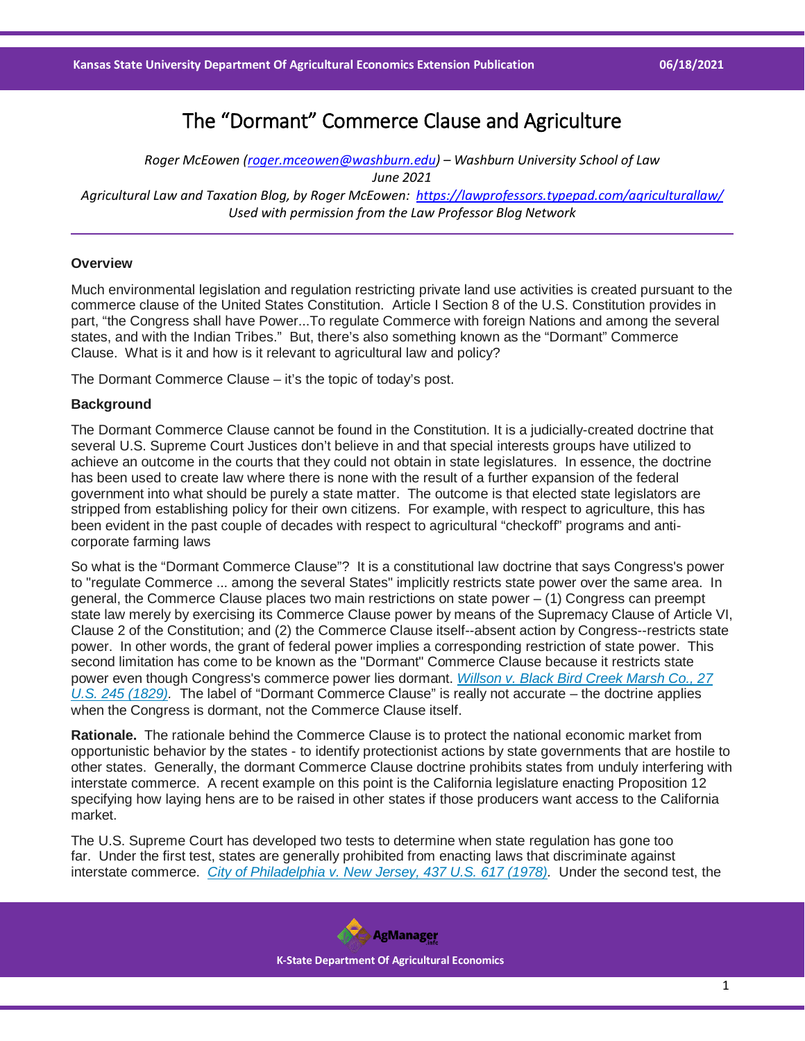# The "Dormant" Commerce Clause and Agriculture

*Roger McEowen ([roger.mceowen@washburn.edu](mailto:roger.mceowen@washburn.edu)) – Washburn University School of Law*
*June 2021*
*Agricultural Law and Taxation Blog, by Roger McEowen: [https://lawprofessors.typepad.com/agriculturallaw/](https://lawprofessors.typepad.com/agriculturallaw/)*
*Used with permission from the Law Professor Blog Network*

---

## Overview

Much environmental legislation and regulation restricting private land use activities is created pursuant to the commerce clause of the United States Constitution. Article I Section 8 of the U.S. Constitution provides in part, "the Congress shall have Power...To regulate Commerce with foreign Nations and among the several states, and with the Indian Tribes." But, there's also something known as the "Dormant" Commerce Clause. What is it and how is it relevant to agricultural law and policy?

The Dormant Commerce Clause – it's the topic of today's post.

## Background

The Dormant Commerce Clause cannot be found in the Constitution. It is a judicially-created doctrine that several U.S. Supreme Court Justices don't believe in and that special interests groups have utilized to achieve an outcome in the courts that they could not obtain in state legislatures. In essence, the doctrine has been used to create law where there is none with the result of a further expansion of the federal government into what should be purely a state matter. The outcome is that elected state legislators are stripped from establishing policy for their own citizens. For example, with respect to agriculture, this has been evident in the past couple of decades with respect to agricultural "checkoff" programs and anti-corporate farming laws

So what is the "Dormant Commerce Clause"? It is a constitutional law doctrine that says Congress's power to "regulate Commerce ... among the several States" implicitly restricts state power over the same area. In general, the Commerce Clause places two main restrictions on state power – (1) Congress can preempt state law merely by exercising its Commerce Clause power by means of the Supremacy Clause of Article VI, Clause 2 of the Constitution; and (2) the Commerce Clause itself--absent action by Congress--restricts state power. In other words, the grant of federal power implies a corresponding restriction of state power. This second limitation has come to be known as the "Dormant" Commerce Clause because it restricts state power even though Congress's commerce power lies dormant. *Willson v. Black Bird Creek Marsh Co., 27 U.S. 245 (1829)*. The label of "Dormant Commerce Clause" is really not accurate – the doctrine applies when the Congress is dormant, not the Commerce Clause itself.

**Rationale.** The rationale behind the Commerce Clause is to protect the national economic market from opportunistic behavior by the states - to identify protectionist actions by state governments that are hostile to other states. Generally, the dormant Commerce Clause doctrine prohibits states from unduly interfering with interstate commerce. A recent example on this point is the California legislature enacting Proposition 12 specifying how laying hens are to be raised in other states if those producers want access to the California market.

The U.S. Supreme Court has developed two tests to determine when state regulation has gone too far. Under the first test, states are generally prohibited from enacting laws that discriminate against interstate commerce. *City of Philadelphia v. New Jersey, 437 U.S. 617 (1978)*. Under the second test, the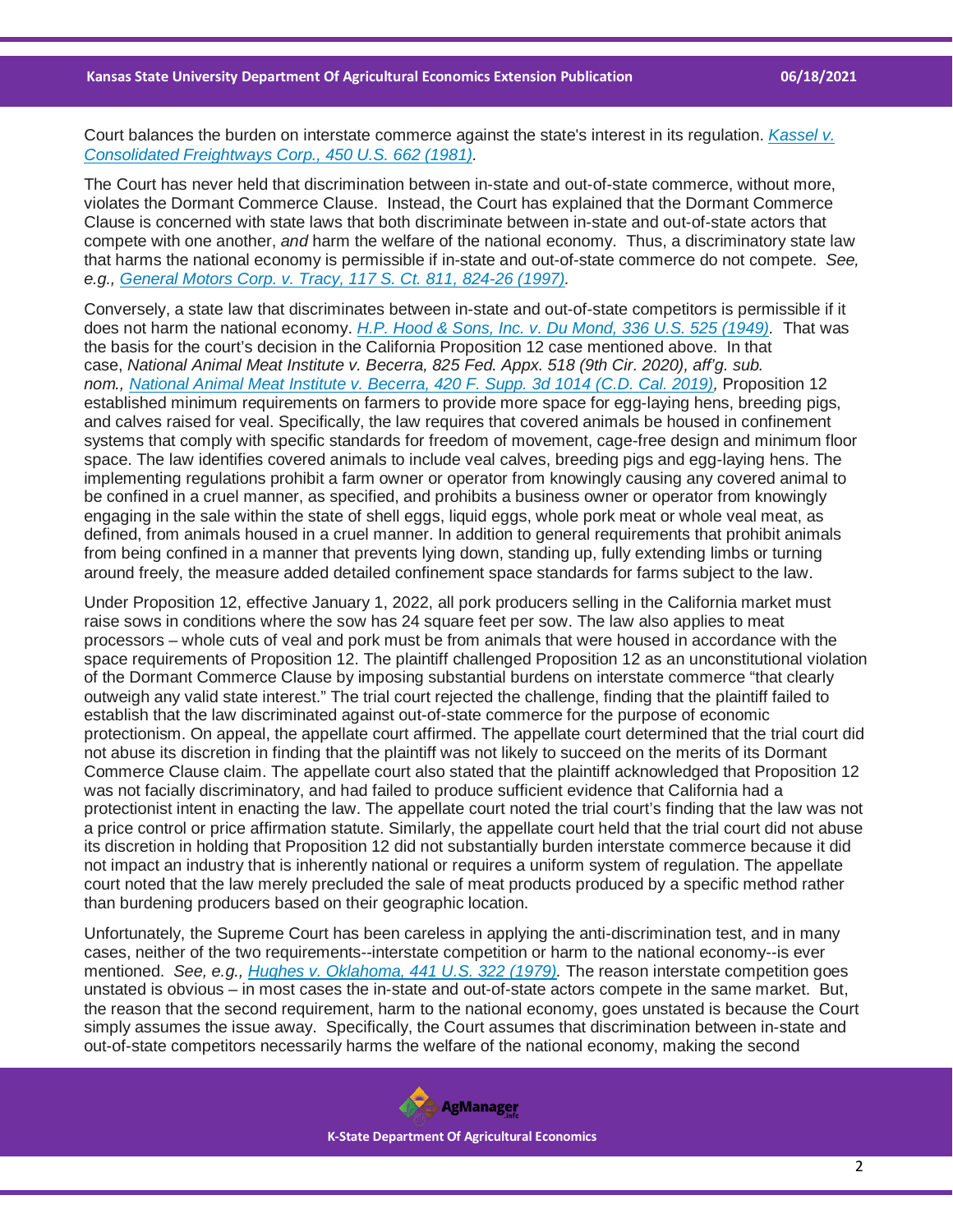Court balances the burden on interstate commerce against the state's interest in its regulation. *[Kassel v. Consolidated Freightways Corp., 450 U.S. 662 (1981)](#)*.

The Court has never held that discrimination between in-state and out-of-state commerce, without more, violates the Dormant Commerce Clause. Instead, the Court has explained that the Dormant Commerce Clause is concerned with state laws that both discriminate between in-state and out-of-state actors that compete with one another, *and* harm the welfare of the national economy. Thus, a discriminatory state law that harms the national economy is permissible if in-state and out-of-state commerce do not compete. *See, e.g., [General Motors Corp. v. Tracy, 117 S. Ct. 811, 824-26 (1997)](#).*

Conversely, a state law that discriminates between in-state and out-of-state competitors is permissible if it does not harm the national economy. *[H.P. Hood & Sons, Inc. v. Du Mond, 336 U.S. 525 (1949)](#).* That was the basis for the court's decision in the California Proposition 12 case mentioned above. In that case, *National Animal Meat Institute v. Becerra, 825 Fed. Appx. 518 (9th Cir. 2020), aff'g. sub. nom., [National Animal Meat Institute v. Becerra, 420 F. Supp. 3d 1014 (C.D. Cal. 2019)](#),* Proposition 12 established minimum requirements on farmers to provide more space for egg-laying hens, breeding pigs, and calves raised for veal. Specifically, the law requires that covered animals be housed in confinement systems that comply with specific standards for freedom of movement, cage-free design and minimum floor space. The law identifies covered animals to include veal calves, breeding pigs and egg-laying hens. The implementing regulations prohibit a farm owner or operator from knowingly causing any covered animal to be confined in a cruel manner, as specified, and prohibits a business owner or operator from knowingly engaging in the sale within the state of shell eggs, liquid eggs, whole pork meat or whole veal meat, as defined, from animals housed in a cruel manner. In addition to general requirements that prohibit animals from being confined in a manner that prevents lying down, standing up, fully extending limbs or turning around freely, the measure added detailed confinement space standards for farms subject to the law.

Under Proposition 12, effective January 1, 2022, all pork producers selling in the California market must raise sows in conditions where the sow has 24 square feet per sow. The law also applies to meat processors – whole cuts of veal and pork must be from animals that were housed in accordance with the space requirements of Proposition 12. The plaintiff challenged Proposition 12 as an unconstitutional violation of the Dormant Commerce Clause by imposing substantial burdens on interstate commerce "that clearly outweigh any valid state interest." The trial court rejected the challenge, finding that the plaintiff failed to establish that the law discriminated against out-of-state commerce for the purpose of economic protectionism. On appeal, the appellate court affirmed. The appellate court determined that the trial court did not abuse its discretion in finding that the plaintiff was not likely to succeed on the merits of its Dormant Commerce Clause claim. The appellate court also stated that the plaintiff acknowledged that Proposition 12 was not facially discriminatory, and had failed to produce sufficient evidence that California had a protectionist intent in enacting the law. The appellate court noted the trial court's finding that the law was not a price control or price affirmation statute. Similarly, the appellate court held that the trial court did not abuse its discretion in holding that Proposition 12 did not substantially burden interstate commerce because it did not impact an industry that is inherently national or requires a uniform system of regulation. The appellate court noted that the law merely precluded the sale of meat products produced by a specific method rather than burdening producers based on their geographic location.

Unfortunately, the Supreme Court has been careless in applying the anti-discrimination test, and in many cases, neither of the two requirements--interstate competition or harm to the national economy--is ever mentioned. *See, e.g., [Hughes v. Oklahoma, 441 U.S. 322 (1979)](#).* The reason interstate competition goes unstated is obvious – in most cases the in-state and out-of-state actors compete in the same market. But, the reason that the second requirement, harm to the national economy, goes unstated is because the Court simply assumes the issue away. Specifically, the Court assumes that discrimination between in-state and out-of-state competitors necessarily harms the welfare of the national economy, making the second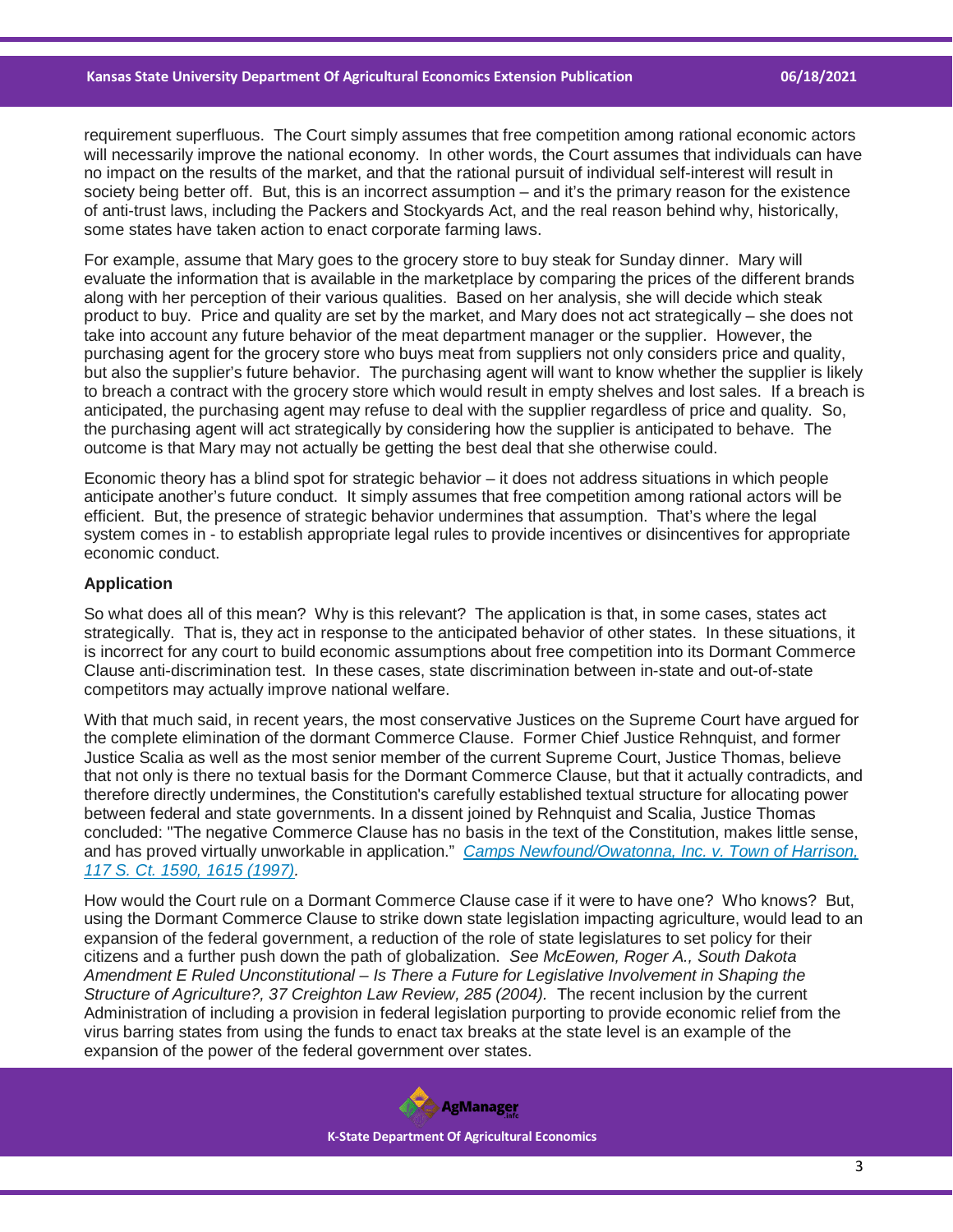requirement superfluous. The Court simply assumes that free competition among rational economic actors will necessarily improve the national economy. In other words, the Court assumes that individuals can have no impact on the results of the market, and that the rational pursuit of individual self-interest will result in society being better off. But, this is an incorrect assumption – and it's the primary reason for the existence of anti-trust laws, including the Packers and Stockyards Act, and the real reason behind why, historically, some states have taken action to enact corporate farming laws.

For example, assume that Mary goes to the grocery store to buy steak for Sunday dinner. Mary will evaluate the information that is available in the marketplace by comparing the prices of the different brands along with her perception of their various qualities. Based on her analysis, she will decide which steak product to buy. Price and quality are set by the market, and Mary does not act strategically – she does not take into account any future behavior of the meat department manager or the supplier. However, the purchasing agent for the grocery store who buys meat from suppliers not only considers price and quality, but also the supplier's future behavior. The purchasing agent will want to know whether the supplier is likely to breach a contract with the grocery store which would result in empty shelves and lost sales. If a breach is anticipated, the purchasing agent may refuse to deal with the supplier regardless of price and quality. So, the purchasing agent will act strategically by considering how the supplier is anticipated to behave. The outcome is that Mary may not actually be getting the best deal that she otherwise could.

Economic theory has a blind spot for strategic behavior – it does not address situations in which people anticipate another's future conduct. It simply assumes that free competition among rational actors will be efficient. But, the presence of strategic behavior undermines that assumption. That's where the legal system comes in - to establish appropriate legal rules to provide incentives or disincentives for appropriate economic conduct.

**Application**

So what does all of this mean? Why is this relevant? The application is that, in some cases, states act strategically. That is, they act in response to the anticipated behavior of other states. In these situations, it is incorrect for any court to build economic assumptions about free competition into its Dormant Commerce Clause anti-discrimination test. In these cases, state discrimination between in-state and out-of-state competitors may actually improve national welfare.

With that much said, in recent years, the most conservative Justices on the Supreme Court have argued for the complete elimination of the dormant Commerce Clause. Former Chief Justice Rehnquist, and former Justice Scalia as well as the most senior member of the current Supreme Court, Justice Thomas, believe that not only is there no textual basis for the Dormant Commerce Clause, but that it actually contradicts, and therefore directly undermines, the Constitution's carefully established textual structure for allocating power between federal and state governments. In a dissent joined by Rehnquist and Scalia, Justice Thomas concluded: "The negative Commerce Clause has no basis in the text of the Constitution, makes little sense, and has proved virtually unworkable in application." *Camps Newfound/Owatonna, Inc. v. Town of Harrison, 117 S. Ct. 1590, 1615 (1997).*

How would the Court rule on a Dormant Commerce Clause case if it were to have one? Who knows? But, using the Dormant Commerce Clause to strike down state legislation impacting agriculture, would lead to an expansion of the federal government, a reduction of the role of state legislatures to set policy for their citizens and a further push down the path of globalization. *See McEowen, Roger A., South Dakota Amendment E Ruled Unconstitutional – Is There a Future for Legislative Involvement in Shaping the Structure of Agriculture?, 37 Creighton Law Review, 285 (2004).* The recent inclusion by the current Administration of including a provision in federal legislation purporting to provide economic relief from the virus barring states from using the funds to enact tax breaks at the state level is an example of the expansion of the power of the federal government over states.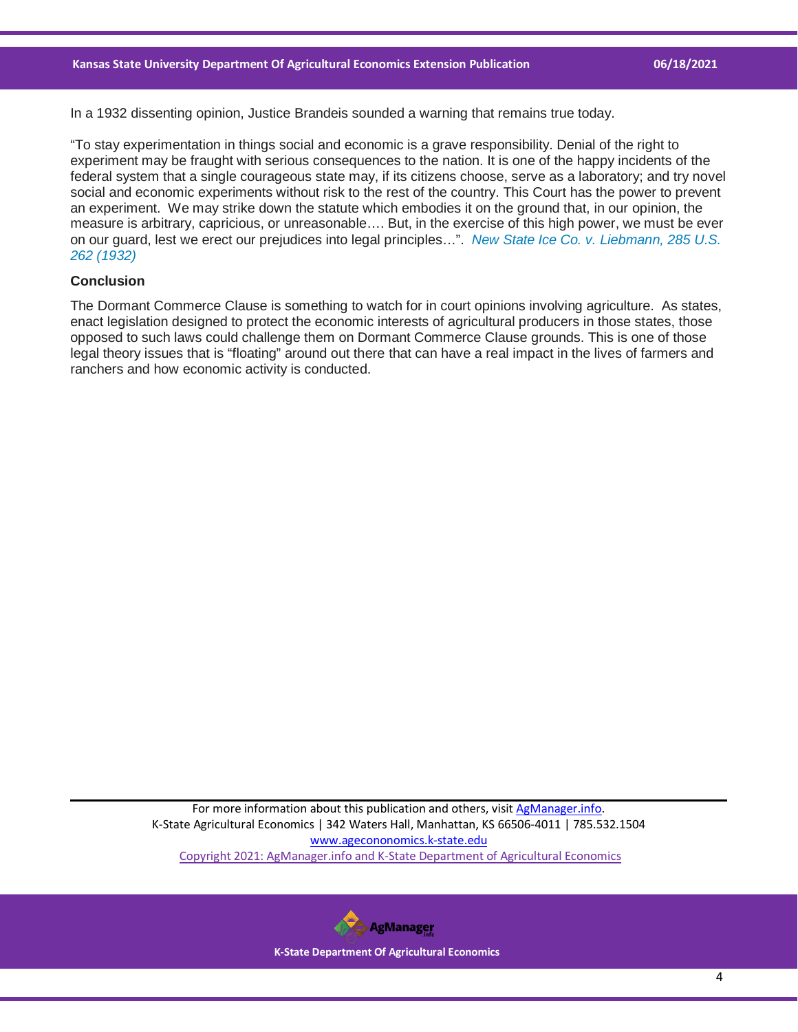In a 1932 dissenting opinion, Justice Brandeis sounded a warning that remains true today.

"To stay experimentation in things social and economic is a grave responsibility. Denial of the right to experiment may be fraught with serious consequences to the nation. It is one of the happy incidents of the federal system that a single courageous state may, if its citizens choose, serve as a laboratory; and try novel social and economic experiments without risk to the rest of the country. This Court has the power to prevent an experiment. We may strike down the statute which embodies it on the ground that, in our opinion, the measure is arbitrary, capricious, or unreasonable…. But, in the exercise of this high power, we must be ever on our guard, lest we erect our prejudices into legal principles…". *New State Ice Co. v. Liebmann, 285 U.S. 262 (1932)*

**Conclusion**

The Dormant Commerce Clause is something to watch for in court opinions involving agriculture. As states, enact legislation designed to protect the economic interests of agricultural producers in those states, those opposed to such laws could challenge them on Dormant Commerce Clause grounds. This is one of those legal theory issues that is "floating" around out there that can have a real impact in the lives of farmers and ranchers and how economic activity is conducted.

For more information about this publication and others, visit AgManager.info.
K-State Agricultural Economics | 342 Waters Hall, Manhattan, KS 66506-4011 | 785.532.1504
www.agecononomics.k-state.edu
Copyright 2021: AgManager.info and K-State Department of Agricultural Economics